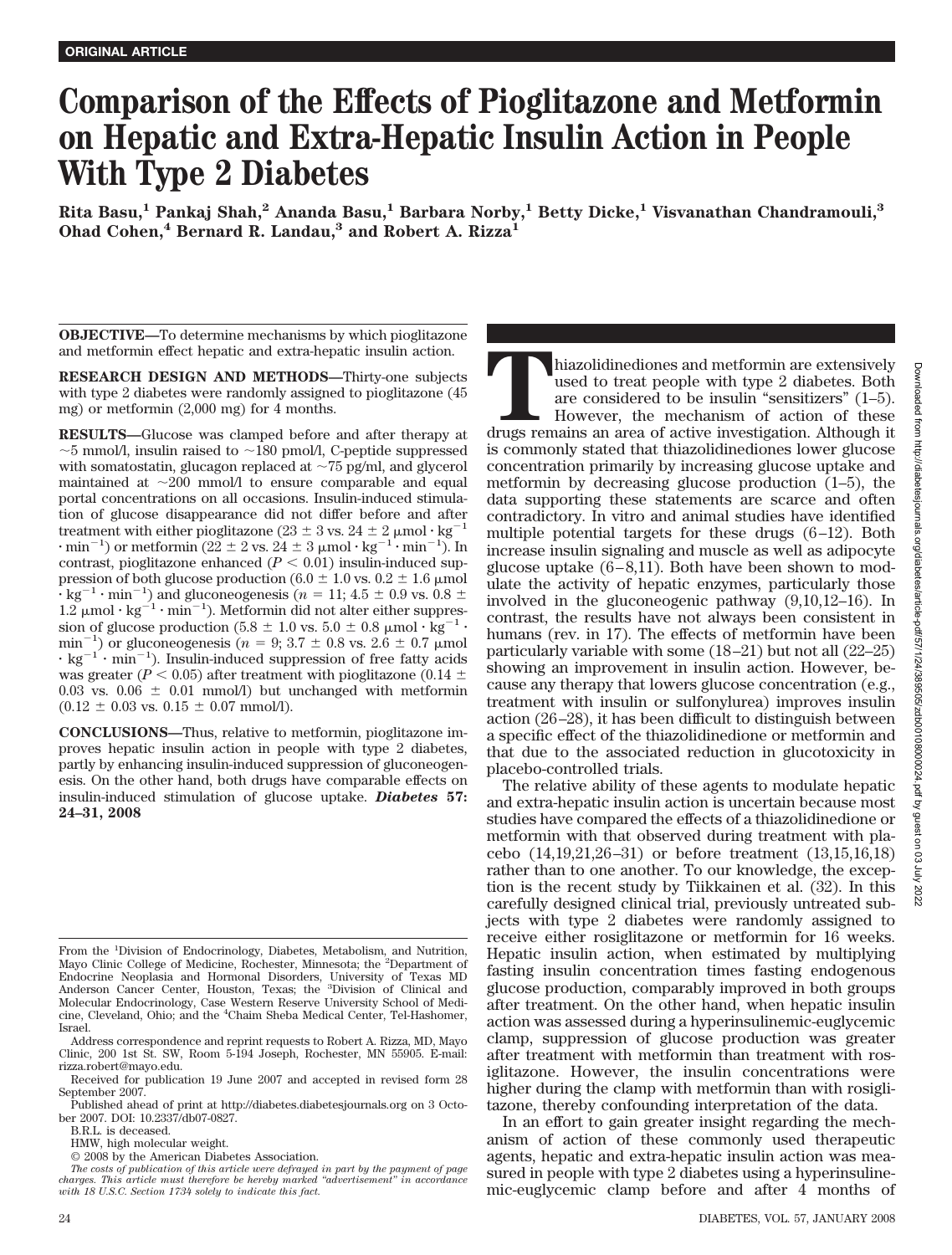ORIGINAL ARTICLE

# Comparison of the Effects of Pioglitazone and Metformin on Hepatic and Extra-Hepatic Insulin Action in People With Type 2 Diabetes

**Rita Basu,[1] Pankaj Shah,[2] Ananda Basu,[1] Barbara Norby,[1] Betty Dicke,[1] Visvanathan Chandramouli,[3] Ohad Cohen,[4] Bernard R. Landau,[3] and Robert A. Rizza[1]**

**OBJECTIVE—**To determine mechanisms by which pioglitazone and metformin effect hepatic and extra-hepatic insulin action.

**RESEARCH DESIGN AND METHODS—**Thirty-one subjects with type 2 diabetes were randomly assigned to pioglitazone (45 mg) or metformin (2,000 mg) for 4 months.

**RESULTS—**Glucose was clamped before and after therapy at ~5 mmol/l, insulin raised to ~180 pmol/l, C-peptide suppressed with somatostatin, glucagon replaced at ~75 pg/ml, and glycerol maintained at ~200 mmol/l to ensure comparable and equal portal concentrations on all occasions. Insulin-induced stimulation of glucose disappearance did not differ before and after treatment with either pioglitazone (23 ± 3 vs. 24 ± 2 μmol · kg$^{-1}$ · min$^{-1}$) or metformin (22 ± 2 vs. 24 ± 3 μmol · kg$^{-1}$ · min$^{-1}$). In contrast, pioglitazone enhanced ($P < 0.01$) insulin-induced suppression of both glucose production (6.0 ± 1.0 vs. 0.2 ± 1.6 μmol · kg$^{-1}$ · min$^{-1}$) and gluconeogenesis ($n$ = 11; 4.5 ± 0.9 vs. 0.8 ± 1.2 μmol · kg$^{-1}$ · min$^{-1}$). Metformin did not alter either suppression of glucose production (5.8 ± 1.0 vs. 5.0 ± 0.8 μmol · kg$^{-1}$ · min$^{-1}$) or gluconeogenesis ($n$ = 9; 3.7 ± 0.8 vs. 2.6 ± 0.7 μmol · kg$^{-1}$ · min$^{-1}$). Insulin-induced suppression of free fatty acids was greater ($P < 0.05$) after treatment with pioglitazone (0.14 ± 0.03 vs. 0.06 ± 0.01 mmol/l) but unchanged with metformin (0.12 ± 0.03 vs. 0.15 ± 0.07 mmol/l).

**CONCLUSIONS—**Thus, relative to metformin, pioglitazone improves hepatic insulin action in people with type 2 diabetes, partly by enhancing insulin-induced suppression of gluconeogenesis. On the other hand, both drugs have comparable effects on insulin-induced stimulation of glucose uptake. ***Diabetes* 57: 24–31, 2008**

From the [1]Division of Endocrinology, Diabetes, Metabolism, and Nutrition, Mayo Clinic College of Medicine, Rochester, Minnesota; the [2]Department of Endocrine Neoplasia and Hormonal Disorders, University of Texas MD Anderson Cancer Center, Houston, Texas; the [3]Division of Clinical and Molecular Endocrinology, Case Western Reserve University School of Medicine, Cleveland, Ohio; and the [4]Chaim Sheba Medical Center, Tel-Hashomer, Israel.

Address correspondence and reprint requests to Robert A. Rizza, MD, Mayo Clinic, 200 1st St. SW, Room 5-194 Joseph, Rochester, MN 55905. E-mail: rizza.robert@mayo.edu.

Received for publication 19 June 2007 and accepted in revised form 28 September 2007.

Published ahead of print at http://diabetes.diabetesjournals.org on 3 October 2007. DOI: 10.2337/db07-0827.

B.R.L. is deceased.

HMW, high molecular weight.

© 2008 by the American Diabetes Association.

*The costs of publication of this article were defrayed in part by the payment of page charges. This article must therefore be hereby marked "advertisement" in accordance with 18 U.S.C. Section 1734 solely to indicate this fact.*

Thiazolidinediones and metformin are extensively used to treat people with type 2 diabetes. Both are considered to be insulin "sensitizers" (1–5). However, the mechanism of action of these drugs remains an area of active investigation. Although it is commonly stated that thiazolidinediones lower glucose concentration primarily by increasing glucose uptake and metformin by decreasing glucose production (1–5), the data supporting these statements are scarce and often contradictory. In vitro and animal studies have identified multiple potential targets for these drugs (6–12). Both increase insulin signaling and muscle as well as adipocyte glucose uptake (6–8,11). Both have been shown to modulate the activity of hepatic enzymes, particularly those involved in the gluconeogenic pathway (9,10,12–16). In contrast, the results have not always been consistent in humans (rev. in 17). The effects of metformin have been particularly variable with some (18–21) but not all (22–25) showing an improvement in insulin action. However, because any therapy that lowers glucose concentration (e.g., treatment with insulin or sulfonylurea) improves insulin action (26–28), it has been difficult to distinguish between a specific effect of the thiazolidinedione or metformin and that due to the associated reduction in glucotoxicity in placebo-controlled trials.

The relative ability of these agents to modulate hepatic and extra-hepatic insulin action is uncertain because most studies have compared the effects of a thiazolidinedione or metformin with that observed during treatment with placebo (14,19,21,26–31) or before treatment (13,15,16,18) rather than to one another. To our knowledge, the exception is the recent study by Tiikkainen et al. (32). In this carefully designed clinical trial, previously untreated subjects with type 2 diabetes were randomly assigned to receive either rosiglitazone or metformin for 16 weeks. Hepatic insulin action, when estimated by multiplying fasting insulin concentration times fasting endogenous glucose production, comparably improved in both groups after treatment. On the other hand, when hepatic insulin action was assessed during a hyperinsulinemic-euglycemic clamp, suppression of glucose production was greater after treatment with metformin than treatment with rosiglitazone. However, the insulin concentrations were higher during the clamp with metformin than with rosiglitazone, thereby confounding interpretation of the data.

In an effort to gain greater insight regarding the mechanism of action of these commonly used therapeutic agents, hepatic and extra-hepatic insulin action was measured in people with type 2 diabetes using a hyperinsulinemic-euglycemic clamp before and after 4 months of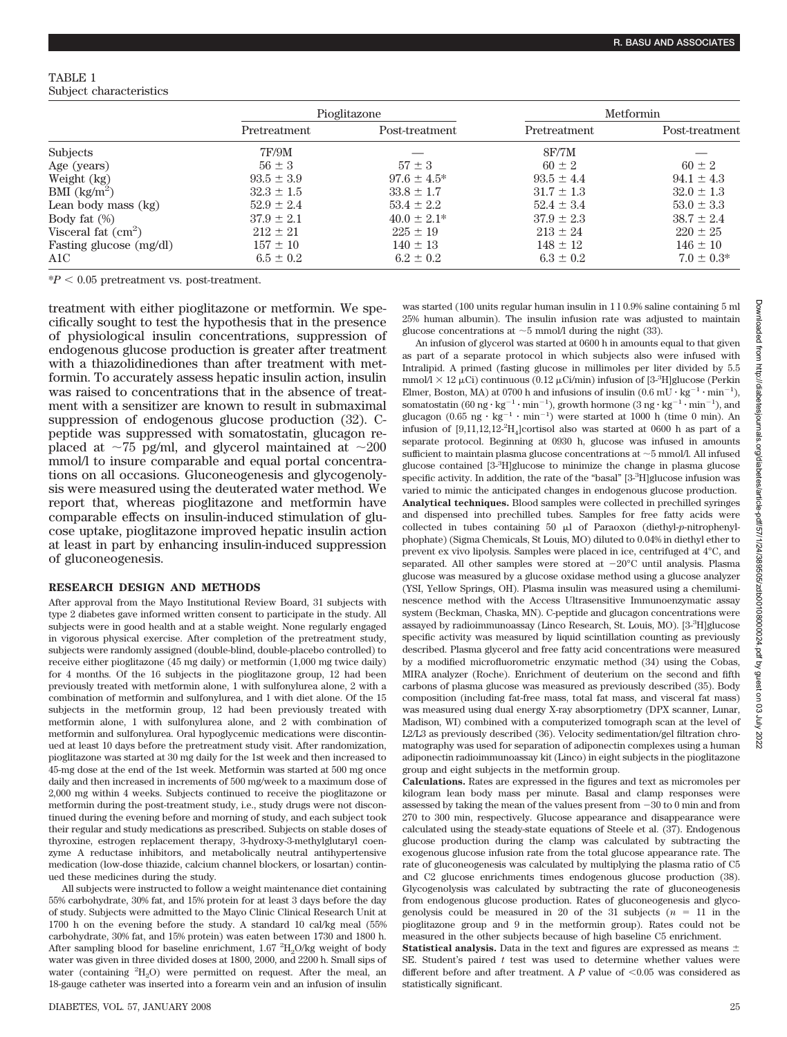TABLE 1
Subject characteristics

| | Pioglitazone | | Metformin | |
|---|---|---|---|---|
| | Pretreatment | Post-treatment | Pretreatment | Post-treatment |
| Subjects | 7F/9M | — | 8F/7M | — |
| Age (years) | 56 ± 3 | 57 ± 3 | 60 ± 2 | 60 ± 2 |
| Weight (kg) | 93.5 ± 3.9 | 97.6 ± 4.5* | 93.5 ± 4.4 | 94.1 ± 4.3 |
| BMI (kg/m$^2$) | 32.3 ± 1.5 | 33.8 ± 1.7 | 31.7 ± 1.3 | 32.0 ± 1.3 |
| Lean body mass (kg) | 52.9 ± 2.4 | 53.4 ± 2.2 | 52.4 ± 3.4 | 53.0 ± 3.3 |
| Body fat (%) | 37.9 ± 2.1 | 40.0 ± 2.1* | 37.9 ± 2.3 | 38.7 ± 2.4 |
| Visceral fat (cm$^2$) | 212 ± 21 | 225 ± 19 | 213 ± 24 | 220 ± 25 |
| Fasting glucose (mg/dl) | 157 ± 10 | 140 ± 13 | 148 ± 12 | 146 ± 10 |
| A1C | 6.5 ± 0.2 | 6.2 ± 0.2 | 6.3 ± 0.2 | 7.0 ± 0.3* |

*$P < 0.05$ pretreatment vs. post-treatment.

treatment with either pioglitazone or metformin. We specifically sought to test the hypothesis that in the presence of physiological insulin concentrations, suppression of endogenous glucose production is greater after treatment with a thiazolidinediones than after treatment with metformin. To accurately assess hepatic insulin action, insulin was raised to concentrations that in the absence of treatment with a sensitizer are known to result in submaximal suppression of endogenous glucose production (32). C-peptide was suppressed with somatostatin, glucagon replaced at ~75 pg/ml, and glycerol maintained at ~200 mmol/l to insure comparable and equal portal concentrations on all occasions. Gluconeogenesis and glycogenolysis were measured using the deuterated water method. We report that, whereas pioglitazone and metformin have comparable effects on insulin-induced stimulation of glucose uptake, pioglitazone improved hepatic insulin action at least in part by enhancing insulin-induced suppression of gluconeogenesis.

## RESEARCH DESIGN AND METHODS

After approval from the Mayo Institutional Review Board, 31 subjects with type 2 diabetes gave informed written consent to participate in the study. All subjects were in good health and at a stable weight. None regularly engaged in vigorous physical exercise. After completion of the pretreatment study, subjects were randomly assigned (double-blind, double-placebo controlled) to receive either pioglitazone (45 mg daily) or metformin (1,000 mg twice daily) for 4 months. Of the 16 subjects in the pioglitazone group, 12 had been previously treated with metformin alone, 1 with sulfonylurea alone, 2 with a combination of metformin and sulfonylurea, and 1 with diet alone. Of the 15 subjects in the metformin group, 12 had been previously treated with metformin alone, 1 with sulfonylurea alone, and 2 with combination of metformin and sulfonylurea. Oral hypoglycemic medications were discontinued at least 10 days before the pretreatment study visit. After randomization, pioglitazone was started at 30 mg daily for the 1st week and then increased to 45-mg dose at the end of the 1st week. Metformin was started at 500 mg once daily and then increased in increments of 500 mg/week to a maximum dose of 2,000 mg within 4 weeks. Subjects continued to receive the pioglitazone or metformin during the post-treatment study, i.e., study drugs were not discontinued during the evening before and morning of study, and each subject took their regular and study medications as prescribed. Subjects on stable doses of thyroxine, estrogen replacement therapy, 3-hydroxy-3-methylglutaryl coenzyme A reductase inhibitors, and metabolically neutral antihypertensive medication (low-dose thiazide, calcium channel blockers, or losartan) continued these medicines during the study.

All subjects were instructed to follow a weight maintenance diet containing 55% carbohydrate, 30% fat, and 15% protein for at least 3 days before the day of study. Subjects were admitted to the Mayo Clinic Clinical Research Unit at 1700 h on the evening before the study. A standard 10 cal/kg meal (55% carbohydrate, 30% fat, and 15% protein) was eaten between 1730 and 1800 h. After sampling blood for baseline enrichment, 1.67 $^2H_2O$/kg weight of body water was given in three divided doses at 1800, 2000, and 2200 h. Small sips of water (containing $^2H_2O$) were permitted on request. After the meal, an 18-gauge catheter was inserted into a forearm vein and an infusion of insulin was started (100 units regular human insulin in 1 l 0.9% saline containing 5 ml 25% human albumin). The insulin infusion rate was adjusted to maintain glucose concentrations at ~5 mmol/l during the night (33).

An infusion of glycerol was started at 0600 h in amounts equal to that given as part of a separate protocol in which subjects also were infused with Intralipid. A primed (fasting glucose in millimoles per liter divided by 5.5 mmol/l × 12 μCi) continuous (0.12 μCi/min) infusion of [3-$^3$H]glucose (Perkin Elmer, Boston, MA) at 0700 h and infusions of insulin (0.6 mU · kg$^{-1}$ · min$^{-1}$), somatostatin (60 ng · kg$^{-1}$ · min$^{-1}$), growth hormone (3 ng · kg$^{-1}$ · min$^{-1}$), and glucagon (0.65 ng · kg$^{-1}$ · min$^{-1}$) were started at 1000 h (time 0 min). An infusion of [9,11,12,12-$^2$H$_4$]cortisol also was started at 0600 h as part of a separate protocol. Beginning at 0930 h, glucose was infused in amounts sufficient to maintain plasma glucose concentrations at ~5 mmol/l. All infused glucose contained [3-$^3$H]glucose to minimize the change in plasma glucose specific activity. In addition, the rate of the "basal" [3-$^3$H]glucose infusion was varied to mimic the anticipated changes in endogenous glucose production.

**Analytical techniques.** Blood samples were collected in prechilled syringes and dispensed into prechilled tubes. Samples for free fatty acids were collected in tubes containing 50 μl of Paraoxon (diethyl-*p*-nitrophenylphophate) (Sigma Chemicals, St Louis, MO) diluted to 0.04% in diethyl ether to prevent ex vivo lipolysis. Samples were placed in ice, centrifuged at 4°C, and separated. All other samples were stored at −20°C until analysis. Plasma glucose was measured by a glucose oxidase method using a glucose analyzer (YSI, Yellow Springs, OH). Plasma insulin was measured using a chemiluminescence method with the Access Ultrasensitive Immunoenzymatic assay system (Beckman, Chaska, MN). C-peptide and glucagon concentrations were assayed by radioimmunoassay (Linco Research, St. Louis, MO). [3-$^3$H]glucose specific activity was measured by liquid scintillation counting as previously described. Plasma glycerol and free fatty acid concentrations were measured by a modified microfluorometric enzymatic method (34) using the Cobas, MIRA analyzer (Roche). Enrichment of deuterium on the second and fifth carbons of plasma glucose was measured as previously described (35). Body composition (including fat-free mass, total fat mass, and visceral fat mass) was measured using dual energy X-ray absorptiometry (DPX scanner, Lunar, Madison, WI) combined with a computerized tomograph scan at the level of L2/L3 as previously described (36). Velocity sedimentation/gel filtration chromatography was used for separation of adiponectin complexes using a human adiponectin radioimmunoassay kit (Linco) in eight subjects in the pioglitazone group and eight subjects in the metformin group.

**Calculations.** Rates are expressed in the figures and text as micromoles per kilogram lean body mass per minute. Basal and clamp responses were assessed by taking the mean of the values present from −30 to 0 min and from 270 to 300 min, respectively. Glucose appearance and disappearance were calculated using the steady-state equations of Steele et al. (37). Endogenous glucose production during the clamp was calculated by subtracting the exogenous glucose infusion rate from the total glucose appearance rate. The rate of gluconeogenesis was calculated by multiplying the plasma ratio of C5 and C2 glucose enrichments times endogenous glucose production (38). Glycogenolysis was calculated by subtracting the rate of gluconeogenesis from endogenous glucose production. Rates of gluconeogenesis and glycogenolysis could be measured in 20 of the 31 subjects ($n$ = 11 in the pioglitazone group and 9 in the metformin group). Rates could not be measured in the other subjects because of high baseline C5 enrichment.

**Statistical analysis.** Data in the text and figures are expressed as means ± SE. Student's paired $t$ test was used to determine whether values were different before and after treatment. A $P$ value of <0.05 was considered as statistically significant.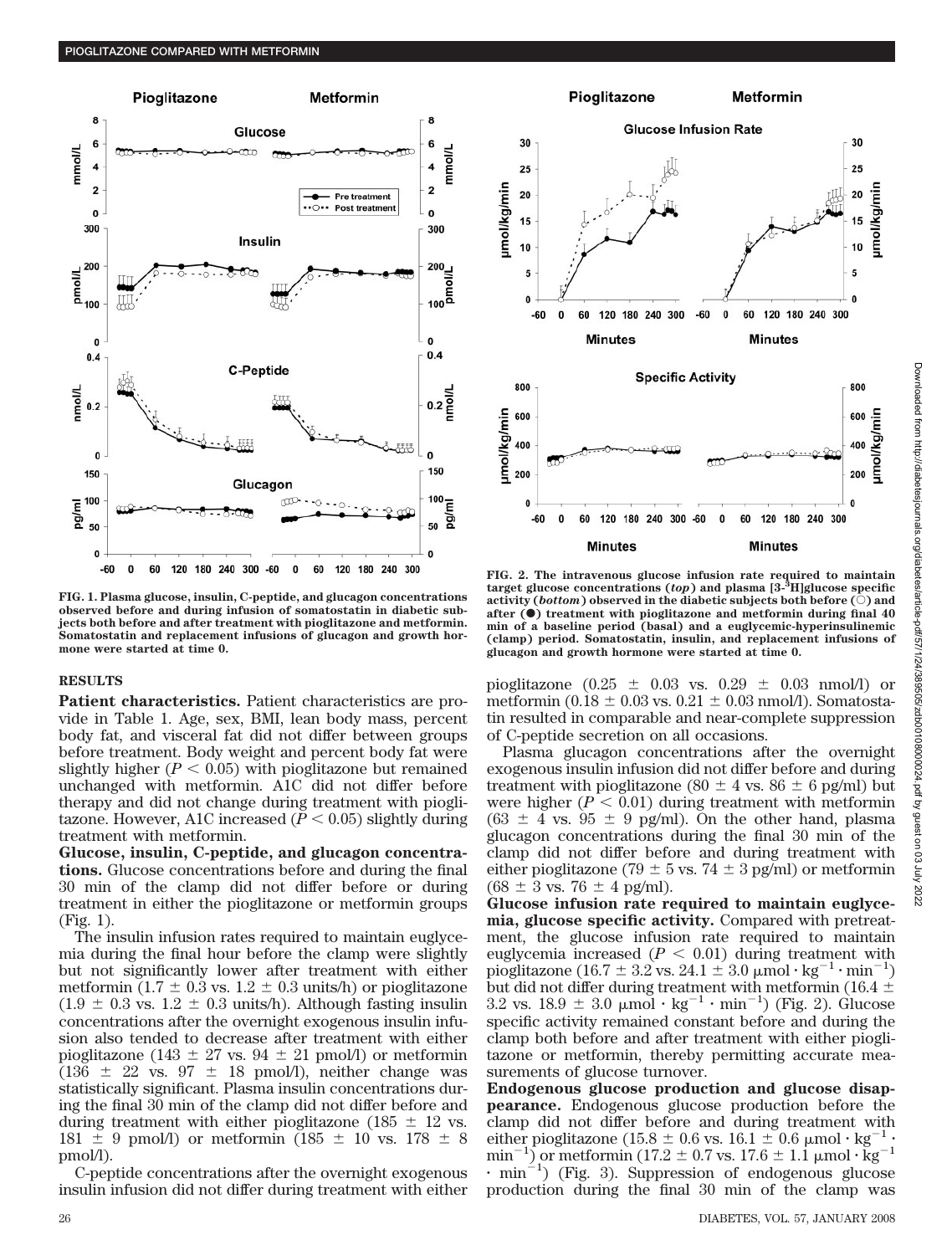FIG. 1. Plasma glucose, insulin, C-peptide, and glucagon concentrations observed before and during infusion of somatostatin in diabetic subjects both before and after treatment with pioglitazone and metformin. Somatostatin and replacement infusions of glucagon and growth hormone were started at time 0.

FIG. 2. The intravenous glucose infusion rate required to maintain target glucose concentrations (*top*) and plasma [3-$^3$H]glucose specific activity (*bottom*) observed in the diabetic subjects both before (○) and after (●) treatment with pioglitazone and metformin during final 40 min of a baseline period (basal) and a euglycemic-hyperinsulinemic (clamp) period. Somatostatin, insulin, and replacement infusions of glucagon and growth hormone were started at time 0.

## RESULTS

**Patient characteristics.** Patient characteristics are provide in Table 1. Age, sex, BMI, lean body mass, percent body fat, and visceral fat did not differ between groups before treatment. Body weight and percent body fat were slightly higher ($P < 0.05$) with pioglitazone but remained unchanged with metformin. A1C did not differ before therapy and did not change during treatment with pioglitazone. However, A1C increased ($P < 0.05$) slightly during treatment with metformin.

**Glucose, insulin, C-peptide, and glucagon concentrations.** Glucose concentrations before and during the final 30 min of the clamp did not differ before or during treatment in either the pioglitazone or metformin groups (Fig. 1).

The insulin infusion rates required to maintain euglycemia during the final hour before the clamp were slightly but not significantly lower after treatment with either metformin (1.7 ± 0.3 vs. 1.2 ± 0.3 units/h) or pioglitazone (1.9 ± 0.3 vs. 1.2 ± 0.3 units/h). Although fasting insulin concentrations after the overnight exogenous insulin infusion also tended to decrease after treatment with either pioglitazone (143 ± 27 vs. 94 ± 21 pmol/l) or metformin (136 ± 22 vs. 97 ± 18 pmol/l), neither change was statistically significant. Plasma insulin concentrations during the final 30 min of the clamp did not differ before and during treatment with either pioglitazone (185 ± 12 vs. 181 ± 9 pmol/l) or metformin (185 ± 10 vs. 178 ± 8 pmol/l).

C-peptide concentrations after the overnight exogenous insulin infusion did not differ during treatment with either pioglitazone (0.25 ± 0.03 vs. 0.29 ± 0.03 nmol/l) or metformin (0.18 ± 0.03 vs. 0.21 ± 0.03 nmol/l). Somatostatin resulted in comparable and near-complete suppression of C-peptide secretion on all occasions.

Plasma glucagon concentrations after the overnight exogenous insulin infusion did not differ before and during treatment with pioglitazone (80 ± 4 vs. 86 ± 6 pg/ml) but were higher ($P < 0.01$) during treatment with metformin (63 ± 4 vs. 95 ± 9 pg/ml). On the other hand, plasma glucagon concentrations during the final 30 min of the clamp did not differ before and during treatment with either pioglitazone (79 ± 5 vs. 74 ± 3 pg/ml) or metformin (68 ± 3 vs. 76 ± 4 pg/ml).

**Glucose infusion rate required to maintain euglycemia, glucose specific activity.** Compared with pretreatment, the glucose infusion rate required to maintain euglycemia increased ($P < 0.01$) during treatment with pioglitazone (16.7 ± 3.2 vs. 24.1 ± 3.0 $\mu mol \cdot kg^{-1} \cdot min^{-1}$) but did not differ during treatment with metformin (16.4 ± 3.2 vs. 18.9 ± 3.0 $\mu mol \cdot kg^{-1} \cdot min^{-1}$) (Fig. 2). Glucose specific activity remained constant before and during the clamp both before and after treatment with either pioglitazone or metformin, thereby permitting accurate measurements of glucose turnover.

**Endogenous glucose production and glucose disappearance.** Endogenous glucose production before the clamp did not differ before and during treatment with either pioglitazone (15.8 ± 0.6 vs. 16.1 ± 0.6 $\mu mol \cdot kg^{-1} \cdot min^{-1}$) or metformin (17.2 ± 0.7 vs. 17.6 ± 1.1 $\mu mol \cdot kg^{-1} \cdot min^{-1}$) (Fig. 3). Suppression of endogenous glucose production during the final 30 min of the clamp was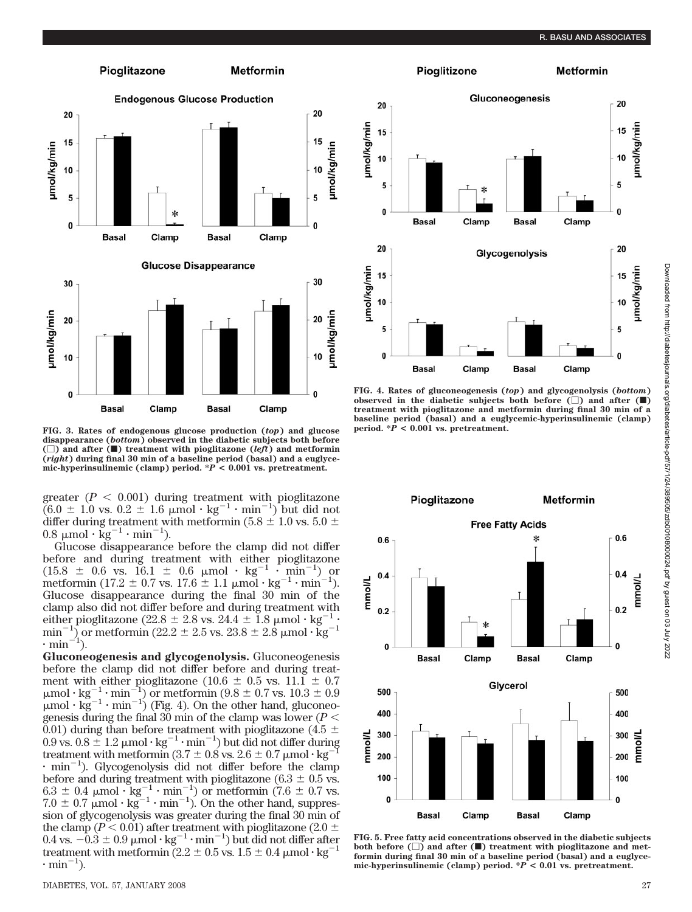FIG. 3. Rates of endogenous glucose production (*top*) and glucose disappearance (*bottom*) observed in the diabetic subjects both before (□) and after (■) treatment with pioglitazone (*left*) and metformin (*right*) during final 30 min of a baseline period (basal) and a euglycemic-hyperinsulinemic (clamp) period. *$P < 0.001$ vs. pretreatment.

FIG. 4. Rates of gluconeogenesis (*top*) and glycogenolysis (*bottom*) observed in the diabetic subjects both before (□) and after (■) treatment with pioglitazone and metformin during final 30 min of a baseline period (basal) and a euglycemic-hyperinsulinemic (clamp) period. *$P < 0.001$ vs. pretreatment.

greater ($P < 0.001$) during treatment with pioglitazone ($6.0 \pm 1.0$ vs. $0.2 \pm 1.6$ $\mu mol \cdot kg^{-1} \cdot min^{-1}$) but did not differ during treatment with metformin ($5.8 \pm 1.0$ vs. $5.0 \pm 0.8$ $\mu mol \cdot kg^{-1} \cdot min^{-1}$).

Glucose disappearance before the clamp did not differ before and during treatment with either pioglitazone ($15.8 \pm 0.6$ vs. $16.1 \pm 0.6$ $\mu mol \cdot kg^{-1} \cdot min^{-1}$) or metformin ($17.2 \pm 0.7$ vs. $17.6 \pm 1.1$ $\mu mol \cdot kg^{-1} \cdot min^{-1}$). Glucose disappearance during the final 30 min of the clamp also did not differ before and during treatment with either pioglitazone ($22.8 \pm 2.8$ vs. $24.4 \pm 1.8$ $\mu mol \cdot kg^{-1} \cdot min^{-1}$) or metformin ($22.2 \pm 2.5$ vs. $23.8 \pm 2.8$ $\mu mol \cdot kg^{-1} \cdot min^{-1}$).

**Gluconeogenesis and glycogenolysis.** Gluconeogenesis before the clamp did not differ before and during treatment with either pioglitazone ($10.6 \pm 0.5$ vs. $11.1 \pm 0.7$ $\mu mol \cdot kg^{-1} \cdot min^{-1}$) or metformin ($9.8 \pm 0.7$ vs. $10.3 \pm 0.9$ $\mu mol \cdot kg^{-1} \cdot min^{-1}$) (Fig. 4). On the other hand, gluconeogenesis during the final 30 min of the clamp was lower ($P < 0.01$) during than before treatment with pioglitazone ($4.5 \pm 0.9$ vs. $0.8 \pm 1.2$ $\mu mol \cdot kg^{-1} \cdot min^{-1}$) but did not differ during treatment with metformin ($3.7 \pm 0.8$ vs. $2.6 \pm 0.7$ $\mu mol \cdot kg^{-1} \cdot min^{-1}$). Glycogenolysis did not differ before the clamp before and during treatment with pioglitazone ($6.3 \pm 0.5$ vs. $6.3 \pm 0.4$ $\mu mol \cdot kg^{-1} \cdot min^{-1}$) or metformin ($7.6 \pm 0.7$ vs. $7.0 \pm 0.7$ $\mu mol \cdot kg^{-1} \cdot min^{-1}$). On the other hand, suppression of glycogenolysis was greater during the final 30 min of the clamp ($P < 0.01$) after treatment with pioglitazone ($2.0 \pm 0.4$ vs. $-0.3 \pm 0.9$ $\mu mol \cdot kg^{-1} \cdot min^{-1}$) but did not differ after treatment with metformin ($2.2 \pm 0.5$ vs. $1.5 \pm 0.4$ $\mu mol \cdot kg^{-1} \cdot min^{-1}$).

FIG. 5. Free fatty acid concentrations observed in the diabetic subjects both before (□) and after (■) treatment with pioglitazone and metformin during final 30 min of a baseline period (basal) and a euglycemic-hyperinsulinemic (clamp) period. *$P < 0.01$ vs. pretreatment.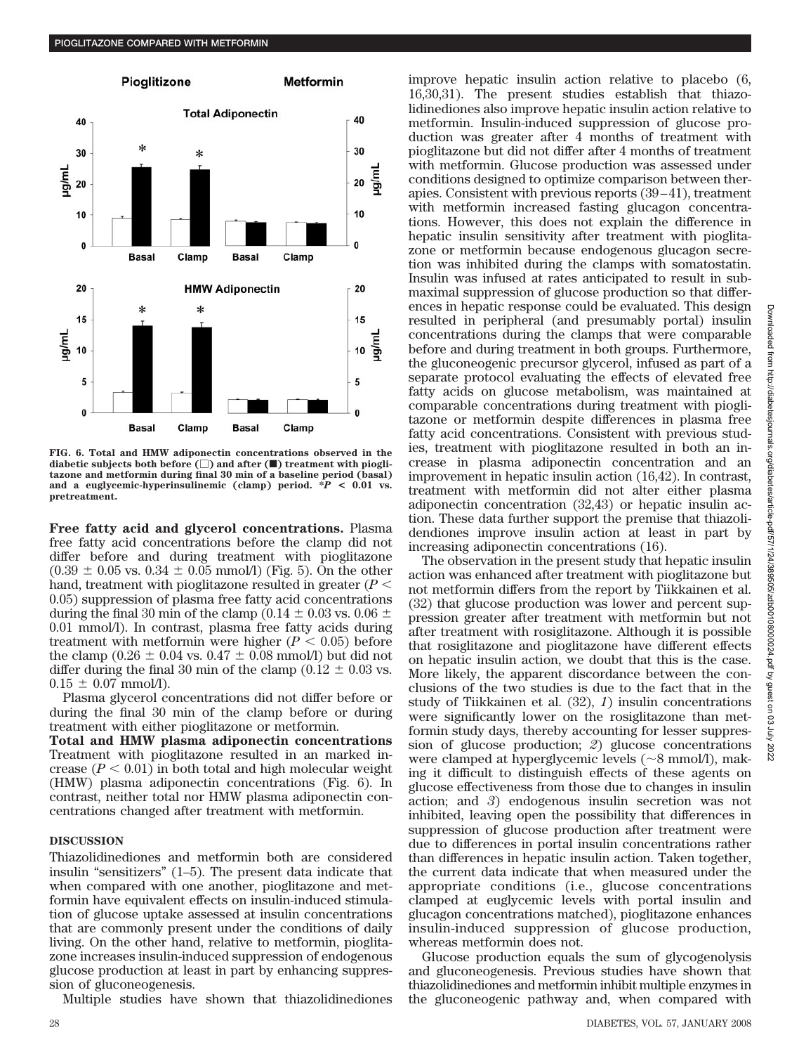FIG. 6. Total and HMW adiponectin concentrations observed in the diabetic subjects both before (□) and after (■) treatment with pioglitazone and metformin during final 30 min of a baseline period (basal) and a euglycemic-hyperinsulinemic (clamp) period. *$P$ < 0.01 vs. pretreatment.

**Free fatty acid and glycerol concentrations.** Plasma free fatty acid concentrations before the clamp did not differ before and during treatment with pioglitazone (0.39 ± 0.05 vs. 0.34 ± 0.05 mmol/l) (Fig. 5). On the other hand, treatment with pioglitazone resulted in greater ($P$ < 0.05) suppression of plasma free fatty acid concentrations during the final 30 min of the clamp (0.14 ± 0.03 vs. 0.06 ± 0.01 mmol/l). In contrast, plasma free fatty acids during treatment with metformin were higher ($P$ < 0.05) before the clamp (0.26 ± 0.04 vs. 0.47 ± 0.08 mmol/l) but did not differ during the final 30 min of the clamp (0.12 ± 0.03 vs. 0.15 ± 0.07 mmol/l).

Plasma glycerol concentrations did not differ before or during the final 30 min of the clamp before or during treatment with either pioglitazone or metformin.

**Total and HMW plasma adiponectin concentrations** Treatment with pioglitazone resulted in an marked increase ($P$ < 0.01) in both total and high molecular weight (HMW) plasma adiponectin concentrations (Fig. 6). In contrast, neither total nor HMW plasma adiponectin concentrations changed after treatment with metformin.

## DISCUSSION

Thiazolidinediones and metformin both are considered insulin "sensitizers" (1–5). The present data indicate that when compared with one another, pioglitazone and metformin have equivalent effects on insulin-induced stimulation of glucose uptake assessed at insulin concentrations that are commonly present under the conditions of daily living. On the other hand, relative to metformin, pioglitazone increases insulin-induced suppression of endogenous glucose production at least in part by enhancing suppression of gluconeogenesis.

Multiple studies have shown that thiazolidinediones improve hepatic insulin action relative to placebo (6, 16,30,31). The present studies establish that thiazolidinediones also improve hepatic insulin action relative to metformin. Insulin-induced suppression of glucose production was greater after 4 months of treatment with pioglitazone but did not differ after 4 months of treatment with metformin. Glucose production was assessed under conditions designed to optimize comparison between therapies. Consistent with previous reports (39–41), treatment with metformin increased fasting glucagon concentrations. However, this does not explain the difference in hepatic insulin sensitivity after treatment with pioglitazone or metformin because endogenous glucagon secretion was inhibited during the clamps with somatostatin. Insulin was infused at rates anticipated to result in submaximal suppression of glucose production so that differences in hepatic response could be evaluated. This design resulted in peripheral (and presumably portal) insulin concentrations during the clamps that were comparable before and during treatment in both groups. Furthermore, the gluconeogenic precursor glycerol, infused as part of a separate protocol evaluating the effects of elevated free fatty acids on glucose metabolism, was maintained at comparable concentrations during treatment with pioglitazone or metformin despite differences in plasma free fatty acid concentrations. Consistent with previous studies, treatment with pioglitazone resulted in both an increase in plasma adiponectin concentration and an improvement in hepatic insulin action (16,42). In contrast, treatment with metformin did not alter either plasma adiponectin concentration (32,43) or hepatic insulin action. These data further support the premise that thiazolidendiones improve insulin action at least in part by increasing adiponectin concentrations (16).

The observation in the present study that hepatic insulin action was enhanced after treatment with pioglitazone but not metformin differs from the report by Tiikkainen et al. (32) that glucose production was lower and percent suppression greater after treatment with metformin but not after treatment with rosiglitazone. Although it is possible that rosiglitazone and pioglitazone have different effects on hepatic insulin action, we doubt that this is the case. More likely, the apparent discordance between the conclusions of the two studies is due to the fact that in the study of Tiikkainen et al. (32), *1*) insulin concentrations were significantly lower on the rosiglitazone than metformin study days, thereby accounting for lesser suppression of glucose production; *2*) glucose concentrations were clamped at hyperglycemic levels (~8 mmol/l), making it difficult to distinguish effects of these agents on glucose effectiveness from those due to changes in insulin action; and *3*) endogenous insulin secretion was not inhibited, leaving open the possibility that differences in suppression of glucose production after treatment were due to differences in portal insulin concentrations rather than differences in hepatic insulin action. Taken together, the current data indicate that when measured under the appropriate conditions (i.e., glucose concentrations clamped at euglycemic levels with portal insulin and glucagon concentrations matched), pioglitazone enhances insulin-induced suppression of glucose production, whereas metformin does not.

Glucose production equals the sum of glycogenolysis and gluconeogenesis. Previous studies have shown that thiazolidinediones and metformin inhibit multiple enzymes in the gluconeogenic pathway and, when compared with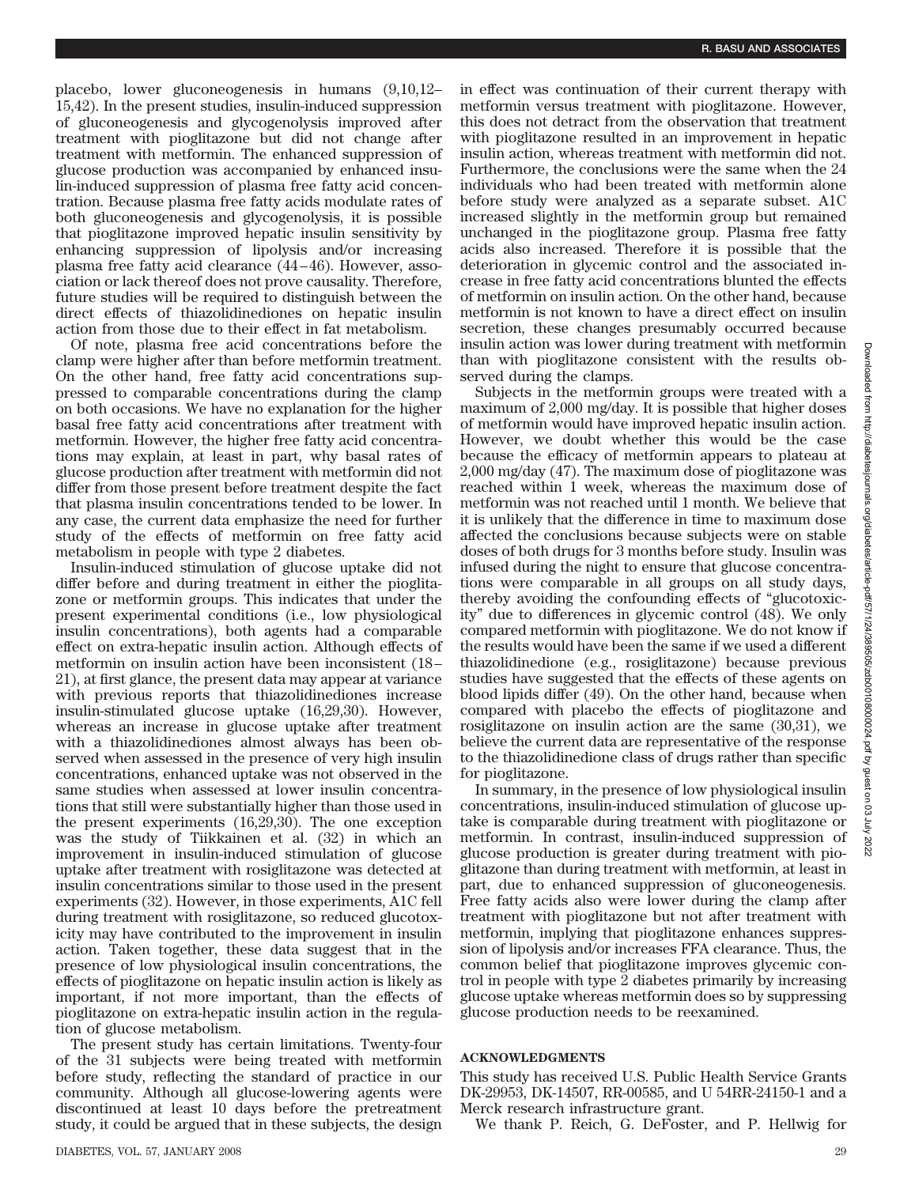placebo, lower gluconeogenesis in humans (9,10,12–15,42). In the present studies, insulin-induced suppression of gluconeogenesis and glycogenolysis improved after treatment with pioglitazone but did not change after treatment with metformin. The enhanced suppression of glucose production was accompanied by enhanced insulin-induced suppression of plasma free fatty acid concentration. Because plasma free fatty acids modulate rates of both gluconeogenesis and glycogenolysis, it is possible that pioglitazone improved hepatic insulin sensitivity by enhancing suppression of lipolysis and/or increasing plasma free fatty acid clearance (44–46). However, association or lack thereof does not prove causality. Therefore, future studies will be required to distinguish between the direct effects of thiazolidinediones on hepatic insulin action from those due to their effect in fat metabolism.

Of note, plasma free acid concentrations before the clamp were higher after than before metformin treatment. On the other hand, free fatty acid concentrations suppressed to comparable concentrations during the clamp on both occasions. We have no explanation for the higher basal free fatty acid concentrations after treatment with metformin. However, the higher free fatty acid concentrations may explain, at least in part, why basal rates of glucose production after treatment with metformin did not differ from those present before treatment despite the fact that plasma insulin concentrations tended to be lower. In any case, the current data emphasize the need for further study of the effects of metformin on free fatty acid metabolism in people with type 2 diabetes.

Insulin-induced stimulation of glucose uptake did not differ before and during treatment in either the pioglitazone or metformin groups. This indicates that under the present experimental conditions (i.e., low physiological insulin concentrations), both agents had a comparable effect on extra-hepatic insulin action. Although effects of metformin on insulin action have been inconsistent (18–21), at first glance, the present data may appear at variance with previous reports that thiazolidinediones increase insulin-stimulated glucose uptake (16,29,30). However, whereas an increase in glucose uptake after treatment with a thiazolidinediones almost always has been observed when assessed in the presence of very high insulin concentrations, enhanced uptake was not observed in the same studies when assessed at lower insulin concentrations that still were substantially higher than those used in the present experiments (16,29,30). The one exception was the study of Tiikkainen et al. (32) in which an improvement in insulin-induced stimulation of glucose uptake after treatment with rosiglitazone was detected at insulin concentrations similar to those used in the present experiments (32). However, in those experiments, A1C fell during treatment with rosiglitazone, so reduced glucotoxicity may have contributed to the improvement in insulin action. Taken together, these data suggest that in the presence of low physiological insulin concentrations, the effects of pioglitazone on hepatic insulin action is likely as important, if not more important, than the effects of pioglitazone on extra-hepatic insulin action in the regulation of glucose metabolism.

The present study has certain limitations. Twenty-four of the 31 subjects were being treated with metformin before study, reflecting the standard of practice in our community. Although all glucose-lowering agents were discontinued at least 10 days before the pretreatment study, it could be argued that in these subjects, the design in effect was continuation of their current therapy with metformin versus treatment with pioglitazone. However, this does not detract from the observation that treatment with pioglitazone resulted in an improvement in hepatic insulin action, whereas treatment with metformin did not. Furthermore, the conclusions were the same when the 24 individuals who had been treated with metformin alone before study were analyzed as a separate subset. A1C increased slightly in the metformin group but remained unchanged in the pioglitazone group. Plasma free fatty acids also increased. Therefore it is possible that the deterioration in glycemic control and the associated increase in free fatty acid concentrations blunted the effects of metformin on insulin action. On the other hand, because metformin is not known to have a direct effect on insulin secretion, these changes presumably occurred because insulin action was lower during treatment with metformin than with pioglitazone consistent with the results observed during the clamps.

Subjects in the metformin groups were treated with a maximum of 2,000 mg/day. It is possible that higher doses of metformin would have improved hepatic insulin action. However, we doubt whether this would be the case because the efficacy of metformin appears to plateau at 2,000 mg/day (47). The maximum dose of pioglitazone was reached within 1 week, whereas the maximum dose of metformin was not reached until 1 month. We believe that it is unlikely that the difference in time to maximum dose affected the conclusions because subjects were on stable doses of both drugs for 3 months before study. Insulin was infused during the night to ensure that glucose concentrations were comparable in all groups on all study days, thereby avoiding the confounding effects of "glucotoxicity" due to differences in glycemic control (48). We only compared metformin with pioglitazone. We do not know if the results would have been the same if we used a different thiazolidinedione (e.g., rosiglitazone) because previous studies have suggested that the effects of these agents on blood lipids differ (49). On the other hand, because when compared with placebo the effects of pioglitazone and rosiglitazone on insulin action are the same (30,31), we believe the current data are representative of the response to the thiazolidinedione class of drugs rather than specific for pioglitazone.

In summary, in the presence of low physiological insulin concentrations, insulin-induced stimulation of glucose uptake is comparable during treatment with pioglitazone or metformin. In contrast, insulin-induced suppression of glucose production is greater during treatment with pioglitazone than during treatment with metformin, at least in part, due to enhanced suppression of gluconeogenesis. Free fatty acids also were lower during the clamp after treatment with pioglitazone but not after treatment with metformin, implying that pioglitazone enhances suppression of lipolysis and/or increases FFA clearance. Thus, the common belief that pioglitazone improves glycemic control in people with type 2 diabetes primarily by increasing glucose uptake whereas metformin does so by suppressing glucose production needs to be reexamined.

## ACKNOWLEDGMENTS

This study has received U.S. Public Health Service Grants DK-29953, DK-14507, RR-00585, and U 54RR-24150-1 and a Merck research infrastructure grant.

We thank P. Reich, G. DeFoster, and P. Hellwig for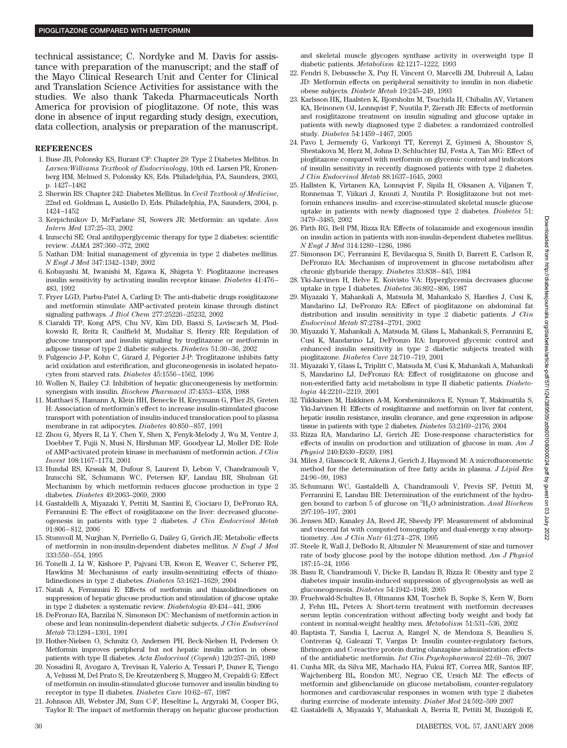technical assistance; C. Nordyke and M. Davis for assistance with preparation of the manuscript; and the staff of the Mayo Clinical Research Unit and Center for Clinical and Translation Science Activities for assistance with the studies. We also thank Takeda Pharmaceuticals North America for provision of pioglitazone. Of note, this was done in absence of input regarding study design, execution, data collection, analysis or preparation of the manuscript.

## REFERENCES

1. Buse JB, Polonsky KS, Burant CF: Chapter 29: Type 2 Diabetes Mellitus. In *Larsen:Williams Textbook of Endocrinology,* 10th ed. Larsen PR, Kronenberg HM, Melmed S, Polonsky KS, Eds. Philadelphia, PA, Saunders, 2003, p. 1427–1482
2. Sherwin RS: Chapter 242: Diabetes Mellitus. In *Cecil Textbook of Medicine*, 22nd ed. Goldman L, Ausiello D, Eds. Philadelphia, PA, Saunders, 2004, p. 1424–1452
3. Kerpichnikov D, McFarlane SI, Sowers JR: Metformin: an update. *Ann Intern Med* 137:25–33, 2002
4. Inzucchi SE: Oral antihyperglycemic therapy for type 2 diabetes: scientific review. *JAMA* 287:360–372, 2002
5. Nathan DM: Initial management of glycemia in type 2 diabetes mellitus. *N Engl J Med* 347:1342–1349, 2002
6. Kobayashi M, Iwanishi M, Egawa K, Shigeta Y: Pioglitazone increases insulin sensitivity by activating insulin receptor kinase. *Diabetes* 41:476–483, 1992
7. Fryer LGD, Parbu-Patel A, Carling D: The anti-diabetic drugs rosiglitazone and metformin stimulate AMP-activated protein kinase through distinct signaling pathways. *J Biol Chem* 277:25226–25232, 2002
8. Ciaraldi TP, Kong APS, Chu NV, Kim DD, Basxi S, Loviscach M, Plodkowski R, Reitz R, Caulfield M, Mudaliar S, Henry RR: Regulation of glucose transport and insulin signaling by troglitazone or metformin in adipose tissue of type 2 diabetic subjects. *Diabetes* 51:30–36, 2002
9. Fulgencio J-P, Kohn C, Girard J, Pégorier J-P: Troglitazone inhibits fatty acid oxidation and esterification, and gluconeogenesis in isolated hepatocytes from starved rats. *Diabetes* 45:1556–1562, 1996
10. Wollen N, Bailey CJ: Inhibition of hepatic gluconeogenesis by metformin: synergism with insulin. *Biochem Pharmacol* 37:4353–4358, 1988
11. Matthaei S, Hamann A, Klein HH, Benecke H, Kreymann G, Flier JS, Greten H: Association of metformin's effect to increase insulin-stimulated glucose transport with potentiation of insulin-induced translocation pool to plasma membrane in rat adipocytes. *Diabetes* 40:850–857, 1991
12. Zhou G, Myers R, Li Y, Chen Y, Shen X, Fenyk-Melody J, Wu M, Ventre J, Doebber T, Fujii N, Musi N, Hirshman MF, Goodyear LJ, Moller DE: Role of AMP-activated protein kinase in mechanism of metformin action. *J Clin Invest* 108:1167–1174, 2001
13. Hundal RS, Krssak M, Dufour S, Laurent D, Lebon V, Chandramouli V, Inzucchi SE, Schumann WC, Petersen KF, Landau BR, Shulman GI: Mechanism by which metformin reduces glucose production in type 2 diabetes. *Diabetes* 49:2063–2069, 2000
14. Gastaldelli A, Miyazaki Y, Pettiti M, Santini E, Ciociaro D, DeFronzo RA, Ferrannini E: The effect of rosiglitazone on the liver: decreased gluconeogenesis in patients with type 2 diabetes. *J Clin Endocrinol Metab* 91:806–812, 2006
15. Stumvoll M, Nurjhan N, Perriello G, Dailey G, Gerich JE: Metabolic effects of metformin in non-insulin-dependent diabetes mellitus. *N Engl J Med* 333:550–554, 1995
16. Tonelli J, Li W, Kishore P, Pajvani UB, Kwon E, Weaver C, Scherer PE, Hawkins M: Mechanisms of early insulin-sensitizing effects of thiazolidinediones in type 2 diabetes. *Diabetes* 53:1621–1629, 2004
17. Natali A, Ferrannini E: Effects of metformin and thiazolidinediones on suppression of hepatic glucose production and stimulation of glucose uptake in type 2 diabetes: a systematic review. *Diabetologia* 49:434–441, 2006
18. DeFronzo RA, Barzilai N, Simonson DC: Mechanism of metformin action in obese and lean noninsulin-dependent diabetic subjects. *J Clin Endocrinol Metab* 73:1294–1301, 1991
19. Hother-Nielsen O, Schmitz O, Andersen PH, Beck-Nielsen H, Pedersen O: Metformin improves peripheral but not hepatic insulin action in obese patients with type II diabetes. *Acta Endocrinol (Copenh)* 120:257–265, 1989
20. Nosadini R, Avogaro A, Trevisan R, Valerio A, Tessari P, Duner E, Tiengo A, Velussi M, Del Prato S, De Kreutzenberg S, Muggeo M, Crepaldi G: Effect of metformin on insulin-stimulated glucose turnover and insulin binding to receptor in type II diabetes. *Diabetes Care* 10:62–67, 1987
21. Johnson AB, Webster JM, Sum C-F, Heseltine L, Argyraki M, Cooper BG, Taylor R: The impact of metformin therapy on hepatic glucose production and skeletal muscle glycogen synthase activity in overweight type II diabetic patients. *Metabolism* 42:1217–1222, 1993
22. Fendri S, Debussche X, Puy H, Vincent O, Marcelli JM, Dubreuil A, Lalau JD: Metformin effects on peripheral sensitivity to insulin in non diabetic obese subjects. *Diabete Metab* 19:245–249, 1993
23. Karlsson HK, Haalsten K, Bjornholm M, Tsuchida H, Chibalin AV, Virtanen KA, Heinonen OJ, Lonnqvist F, Nuutila P, Zierath JR: Effects of metformin and rosiglitazone treatment on insulin signaling and glucose uptake in patients with newly diagnosed type 2 diabetes: a randomized controlled study. *Diabetes* 54:1459–1467, 2005
24. Pavo I, Jermendy G, Varkonyi TT, Kerenyi Z, Gyimesi A, Shoustov S, Shestakova M, Herz M, Johns D, Schluchter BJ, Festa A, Tan MG: Effect of pioglitazone compared with metformin on glycemic control and indicators of insulin sensitivity in recently diagnosed patients with type 2 diabetes. *J Clin Endocrinol Metab* 88:1637–1645, 2003
25. Hallsten K, Virtanen KA, Lonnqvist F, Sipila H, Oksanen A, Viljanen T, Ronnemaa T, Viikari J, Knuuti J, Nuutila P: Rosiglitazone but not metformin enhances insulin- and exercise-stimulated skeletal muscle glucose uptake in patients with newly diagnosed type 2 diabetes. *Diabetes* 51: 3479–3485, 2002
26. Firth RG, Bell PM, Rizza RA: Effects of tolazamide and exogenous insulin on insulin action in patients with non-insulin-dependent diabetes mellitus. *N Engl J Med* 314:1280–1286, 1986
27. Simonson DC, Ferrannini E, Bevilacqua S, Smith D, Barrett E, Carlson R, DeFronzo RA: Mechanism of improvement in glucose metabolism after chronic glyburide therapy. *Diabetes* 33:838–845, 1984
28. Yki-Jarvinen H, Helve E, Koivisto VA: Hyperglycemia decreases glucose uptake in type I diabetes. *Diabetes* 36:892–896, 1987
29. Miyazaki Y, Mahankali A, Matsuda M, Mahankalo S, Hardies J, Cusi K, Mandarino LJ, DeFronzo RA: Effect of pioglitazone on abdominal fat distribution and insulin sensitivity in type 2 diabetic patients. *J Clin Endocrinol Metab* 87:2784–2791, 2002
30. Miyazaki Y, Mahankali A, Matsuda M, Glass L, Mahankali S, Ferrannini E, Cusi K, Mandarino LJ, DeFronzo RA: Improved glycemic control and enhanced insulin sensitivity in type 2 diabetic subjects treated with pioglitazone. *Diabetes Care* 24:710–719, 2001
31. Miyazaki Y, Glass L, Triplitt C, Matsuda M, Cusi K, Mahankali A, Mahankali S, Mandarino LJ, DeFronzo RA: Effect of rosiglitazone on glucose and non-esterified fatty acid metabolism in type II diabetic patients. *Diabetologia* 44:2210–2219, 2001
32. Tiikkainen M, Hakkinen A-M, Korsheninnikova E, Nyman T, Makimattila S, Yki-Jarvinen H: Effects of rosiglitazone and metformin on liver fat content, hepatic insulin resistance, insulin clearance, and gene expression in adipose tissue in patients with type 2 diabetes. *Diabetes* 53:2169–2176, 2004
33. Rizza RA, Mandarino LJ, Gerich JE: Dose-response characteristics for effects of insulin on production and utilization of glucose in man. *Am J Physiol* 240:E630–E639, 1981
34. Miles J, Glasscock R, Aikens J, Gerich J, Haymond M: A microfluorometric method for the determination of free fatty acids in plasma. *J Lipid Res* 24:96–99, 1983
35. Schumann WC, Gastaldelli A, Chandramouli V, Previs SF, Pettiti M, Ferrannini E, Landau BR: Determination of the enrichment of the hydrogen bound to carbon 5 of glucose on $^{2}H_2O$ administration. *Anal Biochem* 297:195–197, 2001
36. Jensen MD, Kanaley JA, Reed JE, Sheedy PF: Measurement of abdominal and visceral fat with computed tomography and dual-energy x-ray absorptiometry. *Am J Clin Nutr* 61:274–278, 1995
37. Steele R, Wall J, DeBodo R, Altszuler N: Measurement of size and turnover rate of body glucose pool by the isotope dilution method. *Am J Physiol* 187:15–24, 1956
38. Basu R, Chandramouli V, Dicke B, Landau B, Rizza R: Obesity and type 2 diabetes impair insulin-induced suppression of glycogenolysis as well as gluconeogenesis. *Diabetes* 54:1942–1948, 2005
39. Fruehwald-Schultes B, Oltmanns KM, Toschek B, Sopke S, Kern W, Born J, Fehn HL, Peters A: Short-term treatment with metformin decreases serum leptin concentration without affecting body weight and body fat content in normal-weight healthy men. *Metabolism* 51:531–536, 2002
40. Baptista T, Sandia I, Lacruz A, Rangel N, de Mendoza S, Beaulieu S, Contreras Q, Galeazzi T, Vargas D: Insulin counter-regulatory factors, fibrinogen and C-reactive protein during olanzapine administration: effects of the antidiabetic metformin. *Int Clin Psychopharmacol* 22:69–76, 2007
41. Cunha MR, da Silva ME, Machado HA, Fukui RT, Correa MR, Santos RF, Wajchenberg BL, Rondon MU, Negrao CE, Ursich MJ: The effects of metformin and glibenclamide on glucose metabolism, counter-regulatory hormones and cardiovascular responses in women with type 2 diabetes during exercise of moderate intensity. *Diabet Med* 24:592–599 2007
42. Gastaldelli A, Miyazaki Y, Mahankali A, Berria R, Pettiti M, Buzzigoli E,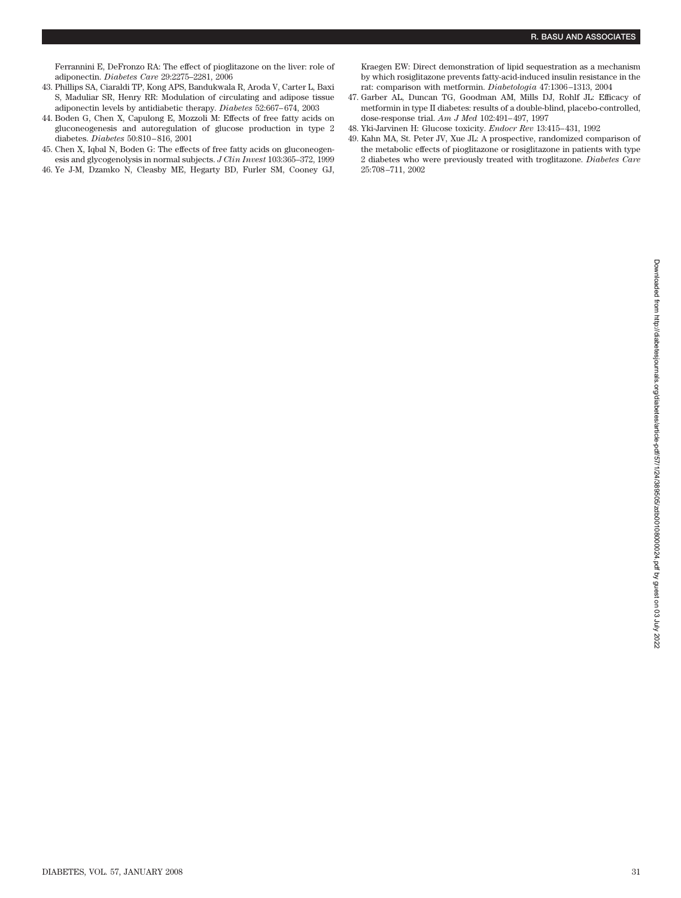Ferrannini E, DeFronzo RA: The effect of pioglitazone on the liver: role of adiponectin. *Diabetes Care* 29:2275–2281, 2006

43. Phillips SA, Ciaraldi TP, Kong APS, Bandukwala R, Aroda V, Carter L, Baxi S, Maduliar SR, Henry RR: Modulation of circulating and adipose tissue adiponectin levels by antidiabetic therapy. *Diabetes* 52:667–674, 2003
44. Boden G, Chen X, Capulong E, Mozzoli M: Effects of free fatty acids on gluconeogenesis and autoregulation of glucose production in type 2 diabetes. *Diabetes* 50:810–816, 2001
45. Chen X, Iqbal N, Boden G: The effects of free fatty acids on gluconeogenesis and glycogenolysis in normal subjects. *J Clin Invest* 103:365–372, 1999
46. Ye J-M, Dzamko N, Cleasby ME, Hegarty BD, Furler SM, Cooney GJ, Kraegen EW: Direct demonstration of lipid sequestration as a mechanism by which rosiglitazone prevents fatty-acid-induced insulin resistance in the rat: comparison with metformin. *Diabetologia* 47:1306–1313, 2004
47. Garber AL, Duncan TG, Goodman AM, Mills DJ, Rohlf JL: Efficacy of metformin in type II diabetes: results of a double-blind, placebo-controlled, dose-response trial. *Am J Med* 102:491–497, 1997
48. Yki-Jarvinen H: Glucose toxicity. *Endocr Rev* 13:415–431, 1992
49. Kahn MA, St. Peter JV, Xue JL: A prospective, randomized comparison of the metabolic effects of pioglitazone or rosiglitazone in patients with type 2 diabetes who were previously treated with troglitazone. *Diabetes Care* 25:708–711, 2002